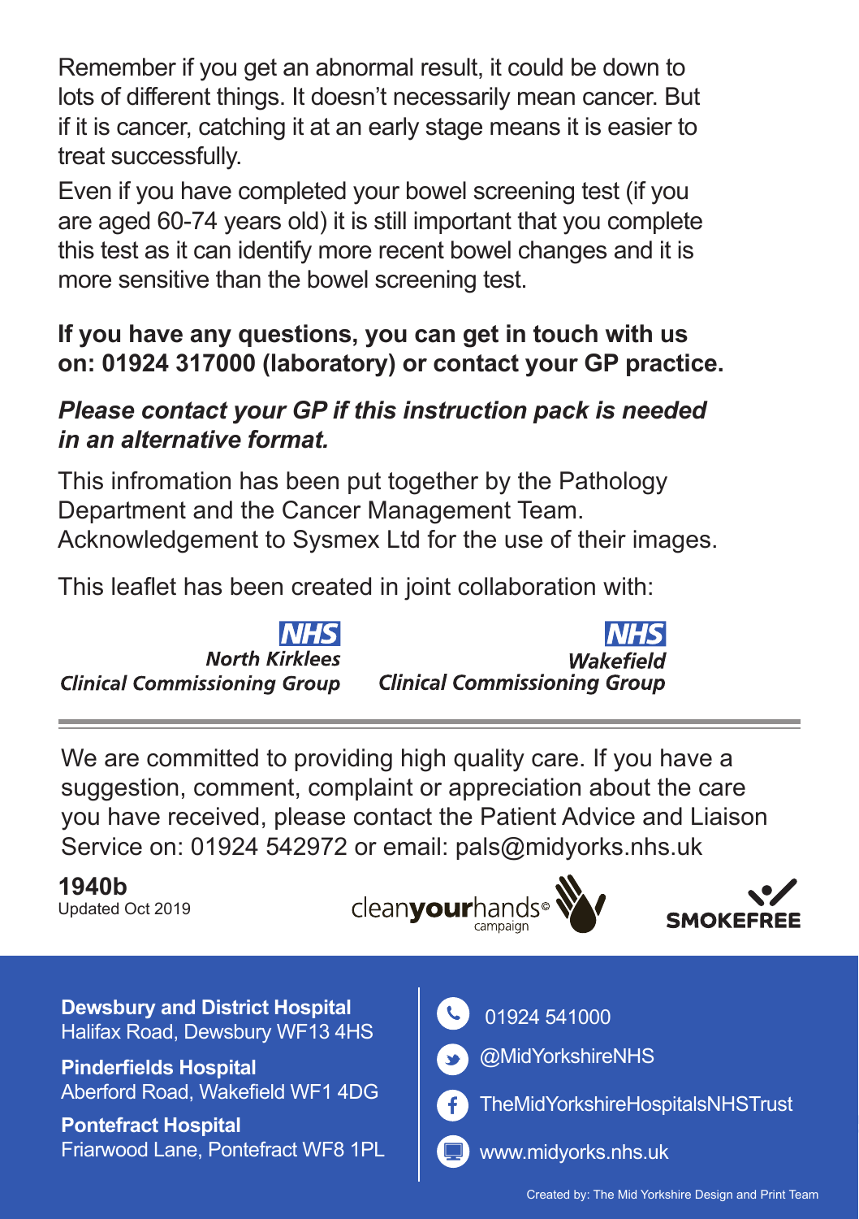Remember if you get an abnormal result, it could be down to lots of different things. It doesn't necessarily mean cancer. But if it is cancer, catching it at an early stage means it is easier to treat successfully.

Even if you have completed your bowel screening test (if you are aged 60-74 years old) it is still important that you complete this test as it can identify more recent bowel changes and it is more sensitive than the bowel screening test.

**If you have any questions, you can get in touch with us on: 01924 317000 (laboratory) or contact your GP practice.**

***Please contact your GP if this instruction pack is needed in an alternative format.***

This infromation has been put together by the Pathology Department and the Cancer Management Team. Acknowledgement to Sysmex Ltd for the use of their images.

This leaflet has been created in joint collaboration with:

**NHS**
***North Kirklees Clinical Commissioning Group***

**NHS**
***Wakefield Clinical Commissioning Group***

---

We are committed to providing high quality care. If you have a suggestion, comment, complaint or appreciation about the care you have received, please contact the Patient Advice and Liaison Service on: 01924 542972 or email: pals@midyorks.nhs.uk

**1940b**
Updated Oct 2019

cleanyourhands© campaign

SMOKEFREE

**Dewsbury and District Hospital**
Halifax Road, Dewsbury WF13 4HS

**Pinderfields Hospital**
Aberford Road, Wakefield WF1 4DG

**Pontefract Hospital**
Friarwood Lane, Pontefract WF8 1PL

01924 541000

@MidYorkshireNHS

TheMidYorkshireHospitalsNHSTrust

www.midyorks.nhs.uk

Created by: The Mid Yorkshire Design and Print Team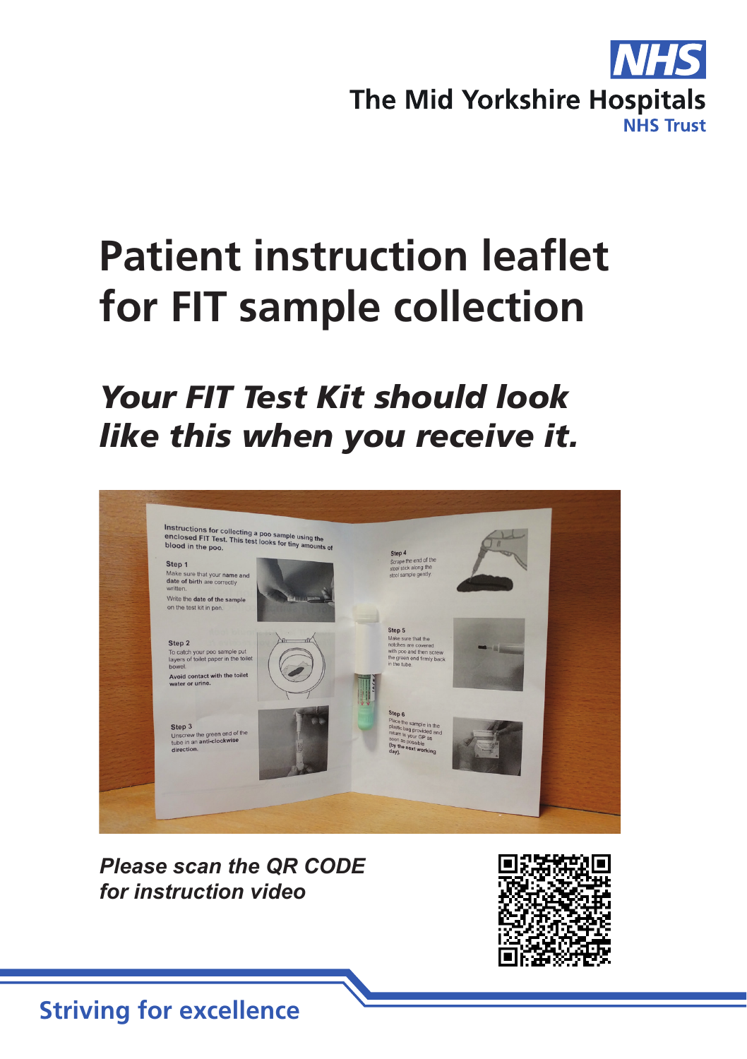The Mid Yorkshire Hospitals NHS Trust

# Patient instruction leaflet for FIT sample collection

## *Your FIT Test Kit should look like this when you receive it.*

***Please scan the QR CODE for instruction video***

Striving for excellence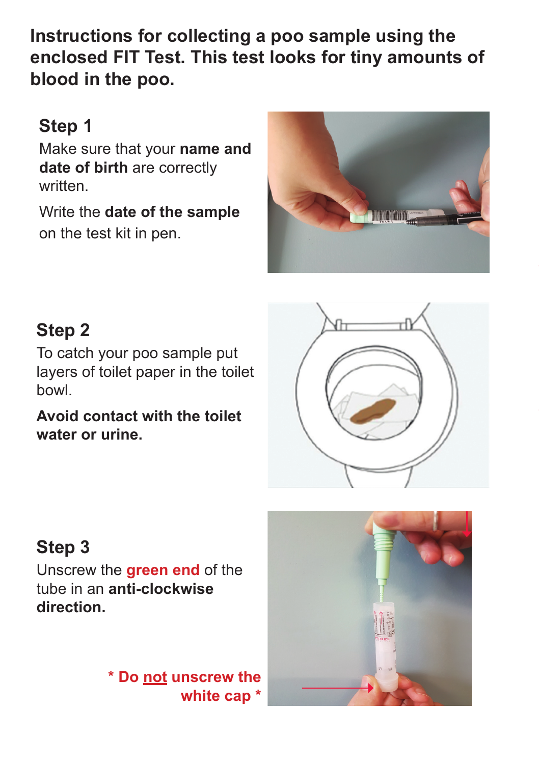**Instructions for collecting a poo sample using the enclosed FIT Test. This test looks for tiny amounts of blood in the poo.**

## Step 1

Make sure that your **name and date of birth** are correctly written.

Write the **date of the sample** on the test kit in pen.

## Step 2

To catch your poo sample put layers of toilet paper in the toilet bowl.

**Avoid contact with the toilet water or urine.**

## Step 3

Unscrew the **green end** of the tube in an **anti-clockwise direction.**

**\* Do not unscrew the white cap \***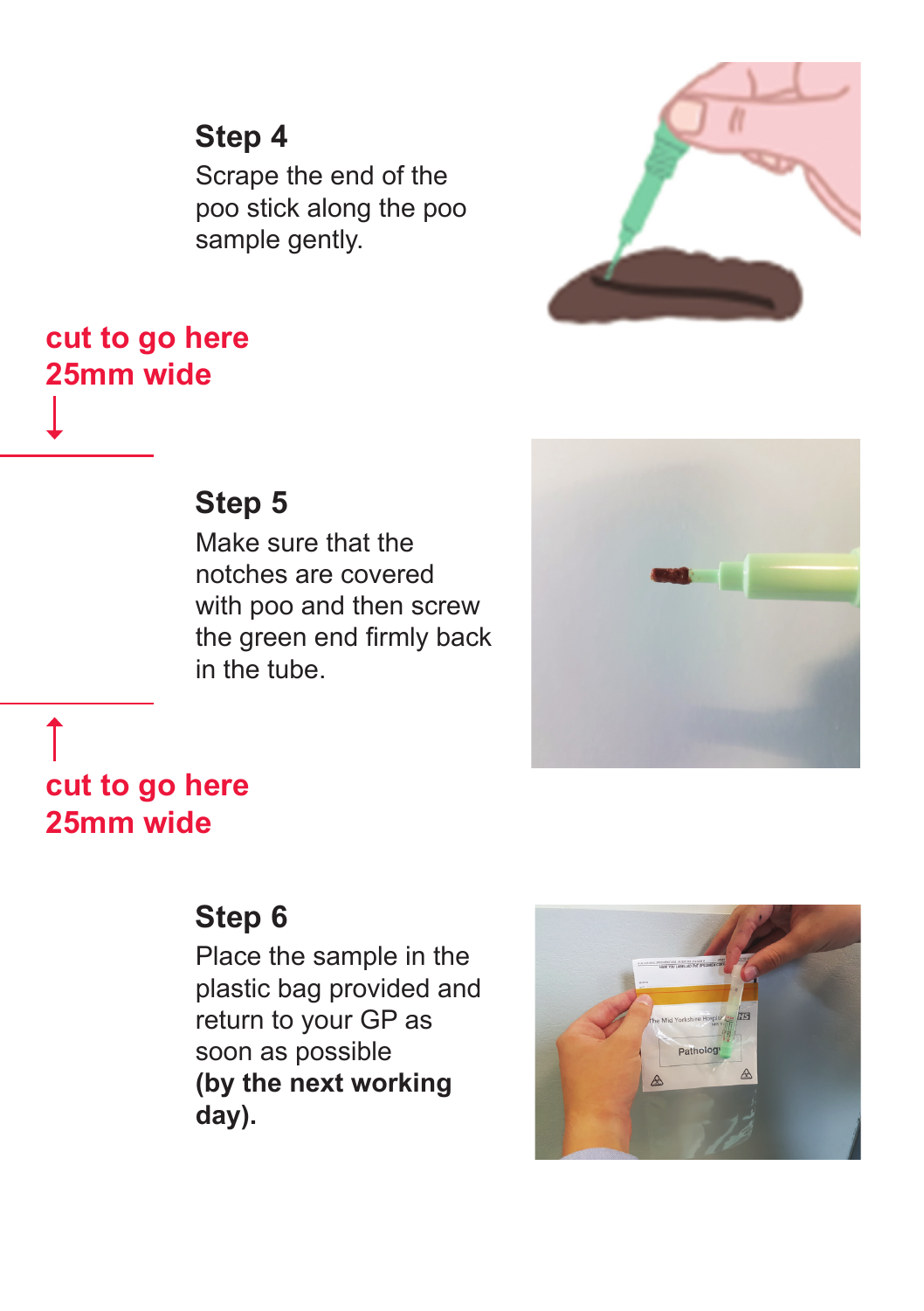### Step 4

Scrape the end of the poo stick along the poo sample gently.

**cut to go here**
**25mm wide**

### Step 5

Make sure that the notches are covered with poo and then screw the green end firmly back in the tube.

**cut to go here**
**25mm wide**

### Step 6

Place the sample in the plastic bag provided and return to your GP as soon as possible **(by the next working day).**